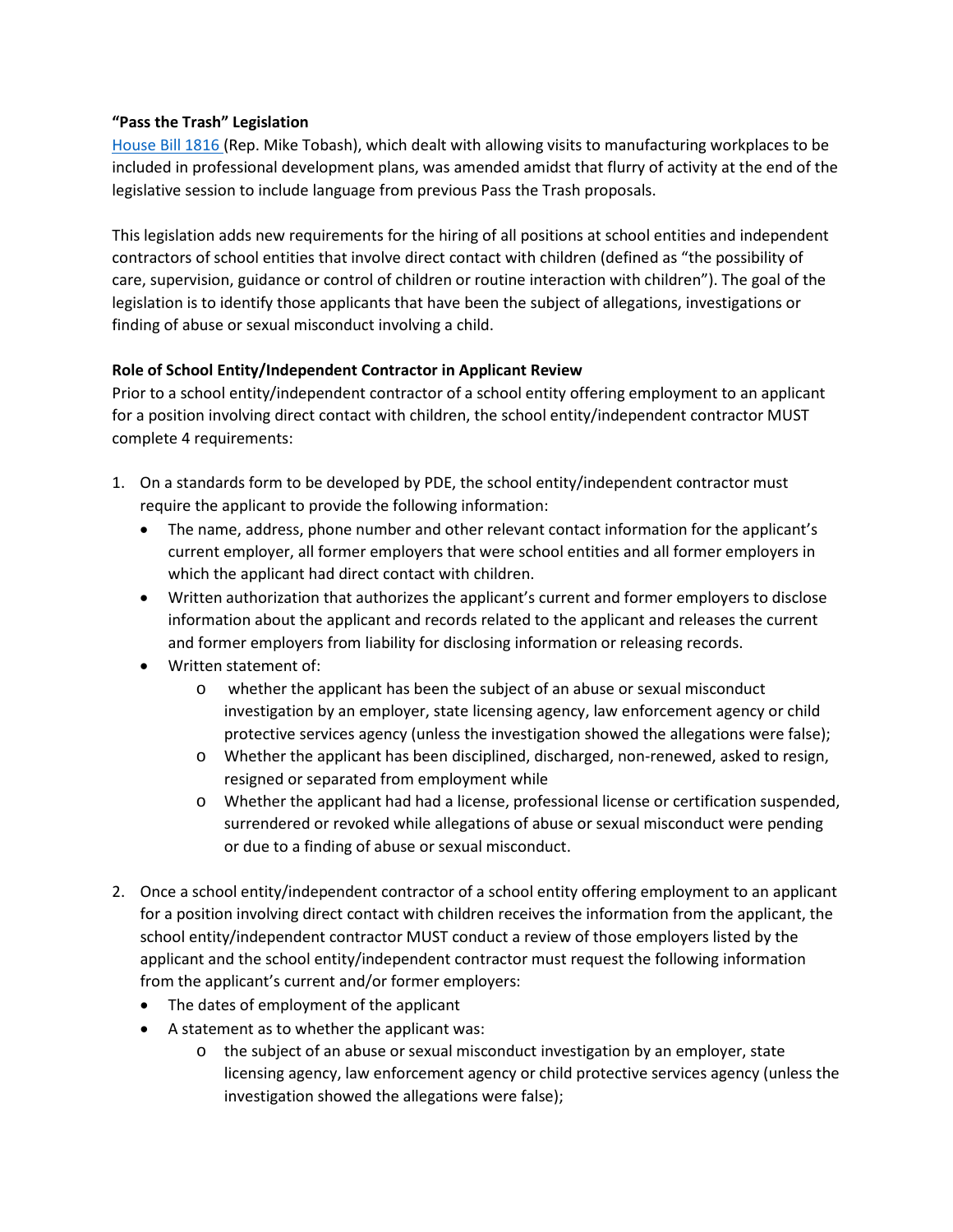**"Pass the Trash" Legislation**

[House Bill 1816](#) (Rep. Mike Tobash), which dealt with allowing visits to manufacturing workplaces to be included in professional development plans, was amended amidst that flurry of activity at the end of the legislative session to include language from previous Pass the Trash proposals.

This legislation adds new requirements for the hiring of all positions at school entities and independent contractors of school entities that involve direct contact with children (defined as "the possibility of care, supervision, guidance or control of children or routine interaction with children"). The goal of the legislation is to identify those applicants that have been the subject of allegations, investigations or finding of abuse or sexual misconduct involving a child.

**Role of School Entity/Independent Contractor in Applicant Review**

Prior to a school entity/independent contractor of a school entity offering employment to an applicant for a position involving direct contact with children, the school entity/independent contractor MUST complete 4 requirements:

1. On a standards form to be developed by PDE, the school entity/independent contractor must require the applicant to provide the following information:
   - The name, address, phone number and other relevant contact information for the applicant's current employer, all former employers that were school entities and all former employers in which the applicant had direct contact with children.
   - Written authorization that authorizes the applicant's current and former employers to disclose information about the applicant and records related to the applicant and releases the current and former employers from liability for disclosing information or releasing records.
   - Written statement of:
     - whether the applicant has been the subject of an abuse or sexual misconduct investigation by an employer, state licensing agency, law enforcement agency or child protective services agency (unless the investigation showed the allegations were false);
     - Whether the applicant has been disciplined, discharged, non-renewed, asked to resign, resigned or separated from employment while
     - Whether the applicant had had a license, professional license or certification suspended, surrendered or revoked while allegations of abuse or sexual misconduct were pending or due to a finding of abuse or sexual misconduct.

2. Once a school entity/independent contractor of a school entity offering employment to an applicant for a position involving direct contact with children receives the information from the applicant, the school entity/independent contractor MUST conduct a review of those employers listed by the applicant and the school entity/independent contractor must request the following information from the applicant's current and/or former employers:
   - The dates of employment of the applicant
   - A statement as to whether the applicant was:
     - the subject of an abuse or sexual misconduct investigation by an employer, state licensing agency, law enforcement agency or child protective services agency (unless the investigation showed the allegations were false);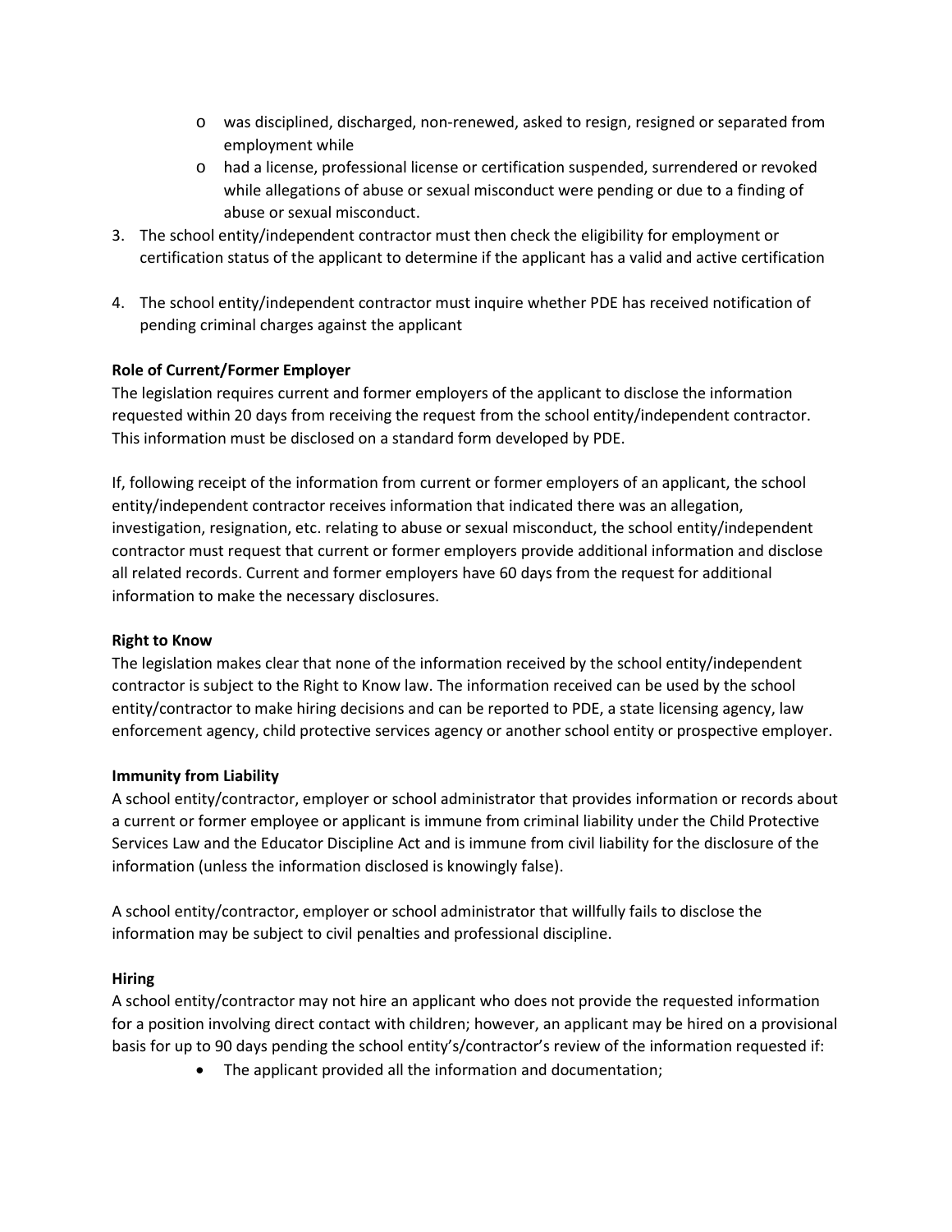- was disciplined, discharged, non-renewed, asked to resign, resigned or separated from employment while
  - had a license, professional license or certification suspended, surrendered or revoked while allegations of abuse or sexual misconduct were pending or due to a finding of abuse or sexual misconduct.
3. The school entity/independent contractor must then check the eligibility for employment or certification status of the applicant to determine if the applicant has a valid and active certification
4. The school entity/independent contractor must inquire whether PDE has received notification of pending criminal charges against the applicant

**Role of Current/Former Employer**

The legislation requires current and former employers of the applicant to disclose the information requested within 20 days from receiving the request from the school entity/independent contractor. This information must be disclosed on a standard form developed by PDE.

If, following receipt of the information from current or former employers of an applicant, the school entity/independent contractor receives information that indicated there was an allegation, investigation, resignation, etc. relating to abuse or sexual misconduct, the school entity/independent contractor must request that current or former employers provide additional information and disclose all related records. Current and former employers have 60 days from the request for additional information to make the necessary disclosures.

**Right to Know**

The legislation makes clear that none of the information received by the school entity/independent contractor is subject to the Right to Know law. The information received can be used by the school entity/contractor to make hiring decisions and can be reported to PDE, a state licensing agency, law enforcement agency, child protective services agency or another school entity or prospective employer.

**Immunity from Liability**

A school entity/contractor, employer or school administrator that provides information or records about a current or former employee or applicant is immune from criminal liability under the Child Protective Services Law and the Educator Discipline Act and is immune from civil liability for the disclosure of the information (unless the information disclosed is knowingly false).

A school entity/contractor, employer or school administrator that willfully fails to disclose the information may be subject to civil penalties and professional discipline.

**Hiring**

A school entity/contractor may not hire an applicant who does not provide the requested information for a position involving direct contact with children; however, an applicant may be hired on a provisional basis for up to 90 days pending the school entity's/contractor's review of the information requested if:

- The applicant provided all the information and documentation;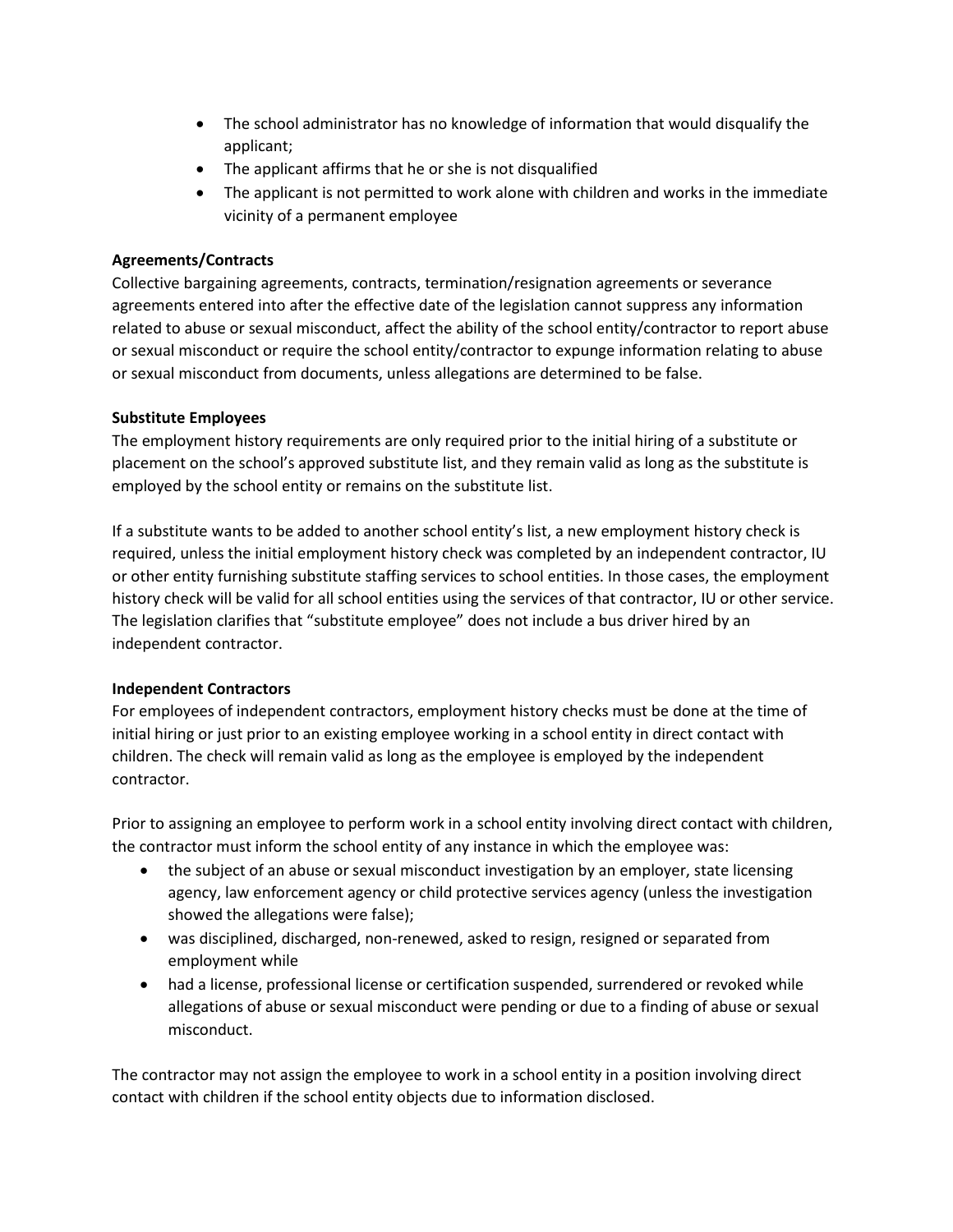- The school administrator has no knowledge of information that would disqualify the applicant;
- The applicant affirms that he or she is not disqualified
- The applicant is not permitted to work alone with children and works in the immediate vicinity of a permanent employee

**Agreements/Contracts**

Collective bargaining agreements, contracts, termination/resignation agreements or severance agreements entered into after the effective date of the legislation cannot suppress any information related to abuse or sexual misconduct, affect the ability of the school entity/contractor to report abuse or sexual misconduct or require the school entity/contractor to expunge information relating to abuse or sexual misconduct from documents, unless allegations are determined to be false.

**Substitute Employees**

The employment history requirements are only required prior to the initial hiring of a substitute or placement on the school's approved substitute list, and they remain valid as long as the substitute is employed by the school entity or remains on the substitute list.

If a substitute wants to be added to another school entity's list, a new employment history check is required, unless the initial employment history check was completed by an independent contractor, IU or other entity furnishing substitute staffing services to school entities. In those cases, the employment history check will be valid for all school entities using the services of that contractor, IU or other service. The legislation clarifies that "substitute employee" does not include a bus driver hired by an independent contractor.

**Independent Contractors**

For employees of independent contractors, employment history checks must be done at the time of initial hiring or just prior to an existing employee working in a school entity in direct contact with children. The check will remain valid as long as the employee is employed by the independent contractor.

Prior to assigning an employee to perform work in a school entity involving direct contact with children, the contractor must inform the school entity of any instance in which the employee was:

- the subject of an abuse or sexual misconduct investigation by an employer, state licensing agency, law enforcement agency or child protective services agency (unless the investigation showed the allegations were false);
- was disciplined, discharged, non-renewed, asked to resign, resigned or separated from employment while
- had a license, professional license or certification suspended, surrendered or revoked while allegations of abuse or sexual misconduct were pending or due to a finding of abuse or sexual misconduct.

The contractor may not assign the employee to work in a school entity in a position involving direct contact with children if the school entity objects due to information disclosed.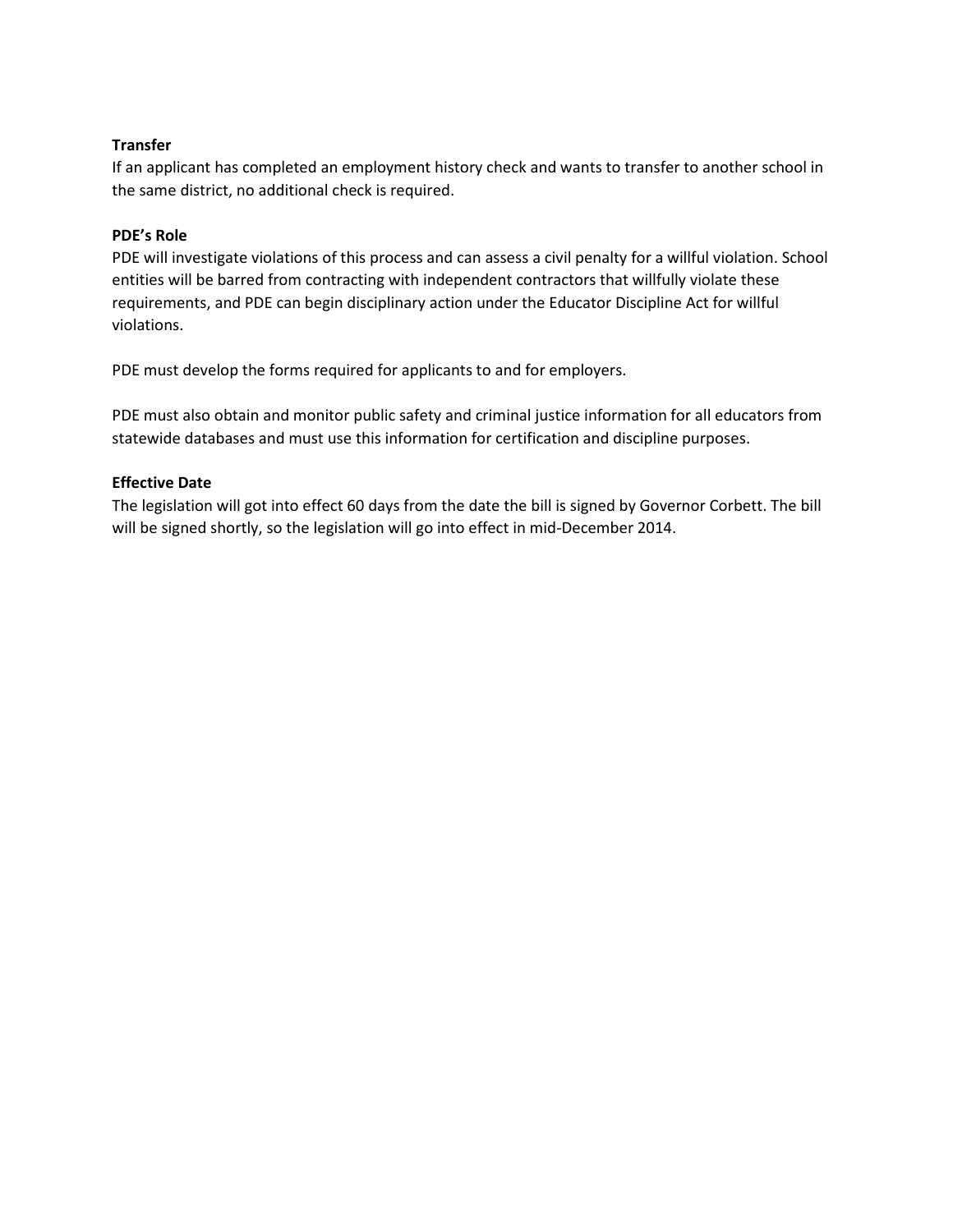**Transfer**

If an applicant has completed an employment history check and wants to transfer to another school in the same district, no additional check is required.

**PDE's Role**

PDE will investigate violations of this process and can assess a civil penalty for a willful violation. School entities will be barred from contracting with independent contractors that willfully violate these requirements, and PDE can begin disciplinary action under the Educator Discipline Act for willful violations.

PDE must develop the forms required for applicants to and for employers.

PDE must also obtain and monitor public safety and criminal justice information for all educators from statewide databases and must use this information for certification and discipline purposes.

**Effective Date**

The legislation will got into effect 60 days from the date the bill is signed by Governor Corbett. The bill will be signed shortly, so the legislation will go into effect in mid-December 2014.